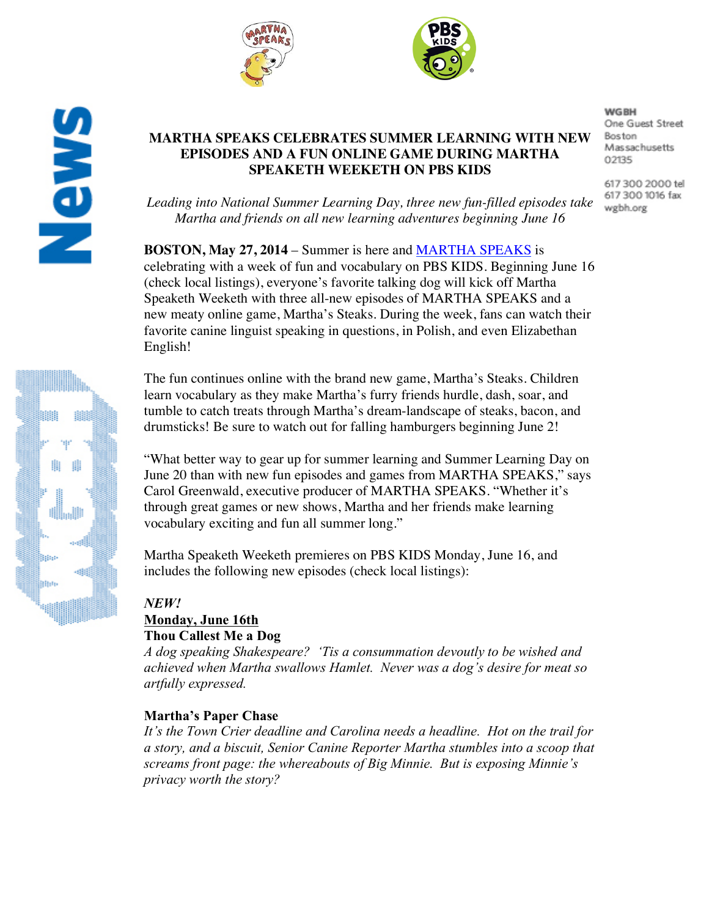WGBH
One Guest Street
Boston
Massachusetts
02135

617 300 2000 tel
617 300 1016 fax
wgbh.org

# MARTHA SPEAKS CELEBRATES SUMMER LEARNING WITH NEW EPISODES AND A FUN ONLINE GAME DURING MARTHA SPEAKETH WEEKETH ON PBS KIDS

*Leading into National Summer Learning Day, three new fun-filled episodes take Martha and friends on all new learning adventures beginning June 16*

**BOSTON, May 27, 2014** – Summer is here and MARTHA SPEAKS is celebrating with a week of fun and vocabulary on PBS KIDS. Beginning June 16 (check local listings), everyone's favorite talking dog will kick off Martha Speaketh Weeketh with three all-new episodes of MARTHA SPEAKS and a new meaty online game, Martha's Steaks. During the week, fans can watch their favorite canine linguist speaking in questions, in Polish, and even Elizabethan English!

The fun continues online with the brand new game, Martha's Steaks. Children learn vocabulary as they make Martha's furry friends hurdle, dash, soar, and tumble to catch treats through Martha's dream-landscape of steaks, bacon, and drumsticks! Be sure to watch out for falling hamburgers beginning June 2!

"What better way to gear up for summer learning and Summer Learning Day on June 20 than with new fun episodes and games from MARTHA SPEAKS," says Carol Greenwald, executive producer of MARTHA SPEAKS. "Whether it's through great games or new shows, Martha and her friends make learning vocabulary exciting and fun all summer long."

Martha Speaketh Weeketh premieres on PBS KIDS Monday, June 16, and includes the following new episodes (check local listings):

***NEW!***

**Monday, June 16th**

**Thou Callest Me a Dog**

*A dog speaking Shakespeare? 'Tis a consummation devoutly to be wished and achieved when Martha swallows Hamlet. Never was a dog's desire for meat so artfully expressed.*

**Martha's Paper Chase**

*It's the Town Crier deadline and Carolina needs a headline. Hot on the trail for a story, and a biscuit, Senior Canine Reporter Martha stumbles into a scoop that screams front page: the whereabouts of Big Minnie. But is exposing Minnie's privacy worth the story?*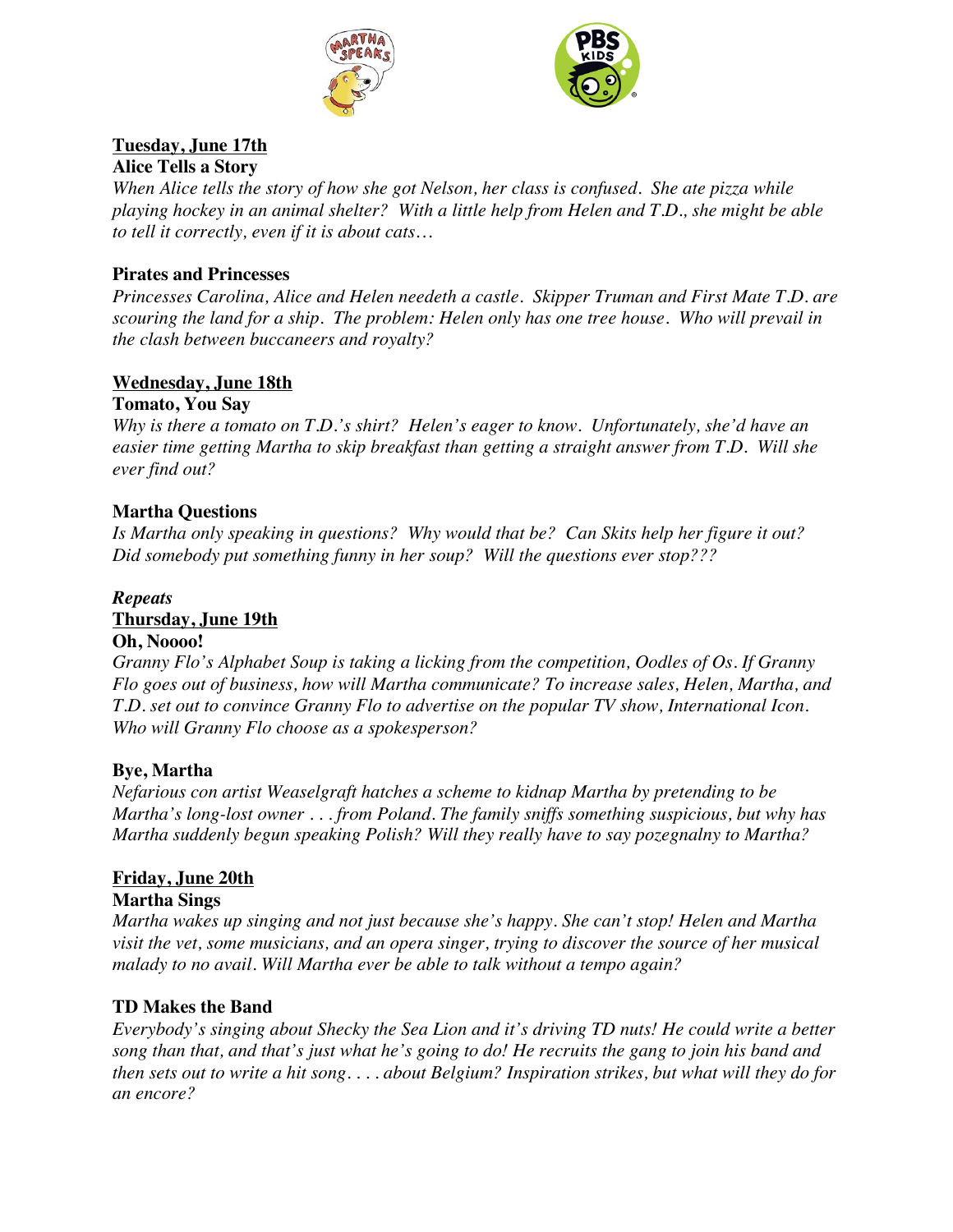## Tuesday, June 17th

### Alice Tells a Story

*When Alice tells the story of how she got Nelson, her class is confused. She ate pizza while playing hockey in an animal shelter? With a little help from Helen and T.D., she might be able to tell it correctly, even if it is about cats…*

### Pirates and Princesses

*Princesses Carolina, Alice and Helen needeth a castle. Skipper Truman and First Mate T.D. are scouring the land for a ship. The problem: Helen only has one tree house. Who will prevail in the clash between buccaneers and royalty?*

## Wednesday, June 18th

### Tomato, You Say

*Why is there a tomato on T.D.'s shirt? Helen's eager to know. Unfortunately, she'd have an easier time getting Martha to skip breakfast than getting a straight answer from T.D. Will she ever find out?*

### Martha Questions

*Is Martha only speaking in questions? Why would that be? Can Skits help her figure it out? Did somebody put something funny in her soup? Will the questions ever stop???*

***Repeats***

## Thursday, June 19th

### Oh, Noooo!

*Granny Flo's Alphabet Soup is taking a licking from the competition, Oodles of Os. If Granny Flo goes out of business, how will Martha communicate? To increase sales, Helen, Martha, and T.D. set out to convince Granny Flo to advertise on the popular TV show, International Icon. Who will Granny Flo choose as a spokesperson?*

### Bye, Martha

*Nefarious con artist Weaselgraft hatches a scheme to kidnap Martha by pretending to be Martha's long-lost owner . . . from Poland. The family sniffs something suspicious, but why has Martha suddenly begun speaking Polish? Will they really have to say pozegnalny to Martha?*

## Friday, June 20th

### Martha Sings

*Martha wakes up singing and not just because she's happy. She can't stop! Helen and Martha visit the vet, some musicians, and an opera singer, trying to discover the source of her musical malady to no avail. Will Martha ever be able to talk without a tempo again?*

### TD Makes the Band

*Everybody's singing about Shecky the Sea Lion and it's driving TD nuts! He could write a better song than that, and that's just what he's going to do! He recruits the gang to join his band and then sets out to write a hit song. . . . about Belgium? Inspiration strikes, but what will they do for an encore?*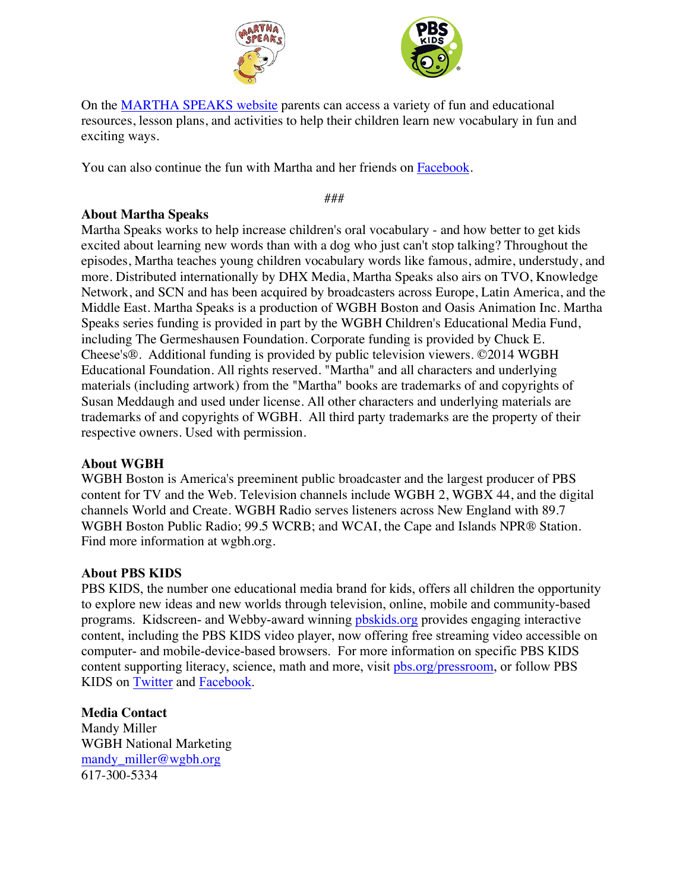On the [MARTHA SPEAKS website](#) parents can access a variety of fun and educational resources, lesson plans, and activities to help their children learn new vocabulary in fun and exciting ways.

You can also continue the fun with Martha and her friends on [Facebook](#).

###

**About Martha Speaks**

Martha Speaks works to help increase children's oral vocabulary - and how better to get kids excited about learning new words than with a dog who just can't stop talking? Throughout the episodes, Martha teaches young children vocabulary words like famous, admire, understudy, and more. Distributed internationally by DHX Media, Martha Speaks also airs on TVO, Knowledge Network, and SCN and has been acquired by broadcasters across Europe, Latin America, and the Middle East. Martha Speaks is a production of WGBH Boston and Oasis Animation Inc. Martha Speaks series funding is provided in part by the WGBH Children's Educational Media Fund, including The Germeshausen Foundation. Corporate funding is provided by Chuck E. Cheese's®. Additional funding is provided by public television viewers. ©2014 WGBH Educational Foundation. All rights reserved. "Martha" and all characters and underlying materials (including artwork) from the "Martha" books are trademarks of and copyrights of Susan Meddaugh and used under license. All other characters and underlying materials are trademarks of and copyrights of WGBH. All third party trademarks are the property of their respective owners. Used with permission.

**About WGBH**

WGBH Boston is America's preeminent public broadcaster and the largest producer of PBS content for TV and the Web. Television channels include WGBH 2, WGBX 44, and the digital channels World and Create. WGBH Radio serves listeners across New England with 89.7 WGBH Boston Public Radio; 99.5 WCRB; and WCAI, the Cape and Islands NPR® Station. Find more information at wgbh.org.

**About PBS KIDS**

PBS KIDS, the number one educational media brand for kids, offers all children the opportunity to explore new ideas and new worlds through television, online, mobile and community-based programs. Kidscreen- and Webby-award winning [pbskids.org](#) provides engaging interactive content, including the PBS KIDS video player, now offering free streaming video accessible on computer- and mobile-device-based browsers. For more information on specific PBS KIDS content supporting literacy, science, math and more, visit [pbs.org/pressroom](#), or follow PBS KIDS on [Twitter](#) and [Facebook](#).

**Media Contact**

Mandy Miller
WGBH National Marketing
[mandy_miller@wgbh.org](mailto:mandy_miller@wgbh.org)
617-300-5334